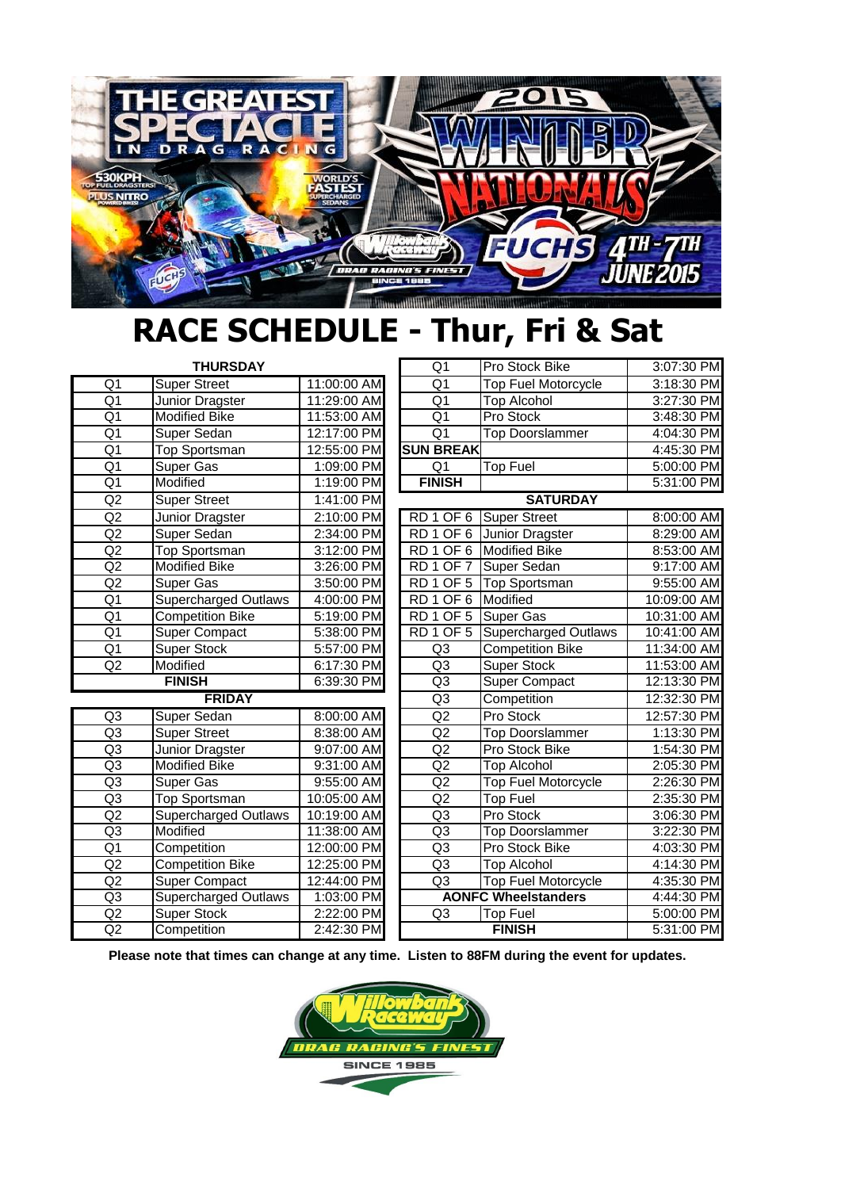# RACE SCHEDULE - Thur, Fri & Sat

| THURSDAY | | |
|---|---|---|
| Q1 | Super Street | 11:00:00 AM |
| Q1 | Junior Dragster | 11:29:00 AM |
| Q1 | Modified Bike | 11:53:00 AM |
| Q1 | Super Sedan | 12:17:00 PM |
| Q1 | Top Sportsman | 12:55:00 PM |
| Q1 | Super Gas | 1:09:00 PM |
| Q1 | Modified | 1:19:00 PM |
| Q2 | Super Street | 1:41:00 PM |
| Q2 | Junior Dragster | 2:10:00 PM |
| Q2 | Super Sedan | 2:34:00 PM |
| Q2 | Top Sportsman | 3:12:00 PM |
| Q2 | Modified Bike | 3:26:00 PM |
| Q2 | Super Gas | 3:50:00 PM |
| Q1 | Supercharged Outlaws | 4:00:00 PM |
| Q1 | Competition Bike | 5:19:00 PM |
| Q1 | Super Compact | 5:38:00 PM |
| Q1 | Super Stock | 5:57:00 PM |
| Q2 | Modified | 6:17:30 PM |
| **FINISH** | | 6:39:30 PM |

| FRIDAY | | |
|---|---|---|
| Q3 | Super Sedan | 8:00:00 AM |
| Q3 | Super Street | 8:38:00 AM |
| Q3 | Junior Dragster | 9:07:00 AM |
| Q3 | Modified Bike | 9:31:00 AM |
| Q3 | Super Gas | 9:55:00 AM |
| Q3 | Top Sportsman | 10:05:00 AM |
| Q2 | Supercharged Outlaws | 10:19:00 AM |
| Q3 | Modified | 11:38:00 AM |
| Q1 | Competition | 12:00:00 PM |
| Q2 | Competition Bike | 12:25:00 PM |
| Q2 | Super Compact | 12:44:00 PM |
| Q3 | Supercharged Outlaws | 1:03:00 PM |
| Q2 | Super Stock | 2:22:00 PM |
| Q2 | Competition | 2:42:30 PM |
| Q1 | Pro Stock Bike | 3:07:30 PM |
| Q1 | Top Fuel Motorcycle | 3:18:30 PM |
| Q1 | Top Alcohol | 3:27:30 PM |
| Q1 | Pro Stock | 3:48:30 PM |
| Q1 | Top Doorslammer | 4:04:30 PM |
| **SUN BREAK** | | 4:45:30 PM |
| Q1 | Top Fuel | 5:00:00 PM |
| **FINISH** | | 5:31:00 PM |

| SATURDAY | | |
|---|---|---|
| RD 1 OF 6 | Super Street | 8:00:00 AM |
| RD 1 OF 6 | Junior Dragster | 8:29:00 AM |
| RD 1 OF 6 | Modified Bike | 8:53:00 AM |
| RD 1 OF 7 | Super Sedan | 9:17:00 AM |
| RD 1 OF 5 | Top Sportsman | 9:55:00 AM |
| RD 1 OF 6 | Modified | 10:09:00 AM |
| RD 1 OF 5 | Super Gas | 10:31:00 AM |
| RD 1 OF 5 | Supercharged Outlaws | 10:41:00 AM |
| Q3 | Competition Bike | 11:34:00 AM |
| Q3 | Super Stock | 11:53:00 AM |
| Q3 | Super Compact | 12:13:30 PM |
| Q3 | Competition | 12:32:30 PM |
| Q2 | Pro Stock | 12:57:30 PM |
| Q2 | Top Doorslammer | 1:13:30 PM |
| Q2 | Pro Stock Bike | 1:54:30 PM |
| Q2 | Top Alcohol | 2:05:30 PM |
| Q2 | Top Fuel Motorcycle | 2:26:30 PM |
| Q2 | Top Fuel | 2:35:30 PM |
| Q3 | Pro Stock | 3:06:30 PM |
| Q3 | Top Doorslammer | 3:22:30 PM |
| Q3 | Pro Stock Bike | 4:03:30 PM |
| Q3 | Top Alcohol | 4:14:30 PM |
| Q3 | Top Fuel Motorcycle | 4:35:30 PM |
| **AONFC Wheelstanders** | | 4:44:30 PM |
| Q3 | Top Fuel | 5:00:00 PM |
| **FINISH** | | 5:31:00 PM |

**Please note that times can change at any time. Listen to 88FM during the event for updates.**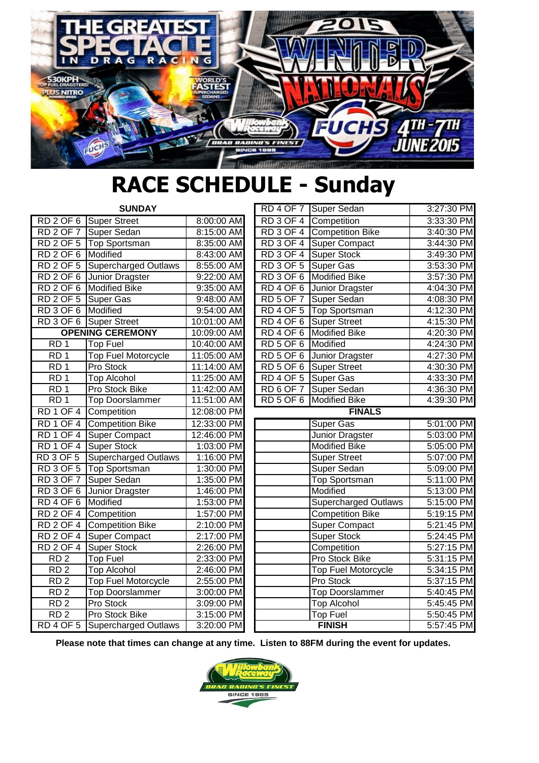# RACE SCHEDULE - Sunday

| SUNDAY | | |
|---|---|---|
| RD 2 OF 6 | Super Street | 8:00:00 AM |
| RD 2 OF 7 | Super Sedan | 8:15:00 AM |
| RD 2 OF 5 | Top Sportsman | 8:35:00 AM |
| RD 2 OF 6 | Modified | 8:43:00 AM |
| RD 2 OF 5 | Supercharged Outlaws | 8:55:00 AM |
| RD 2 OF 6 | Junior Dragster | 9:22:00 AM |
| RD 2 OF 6 | Modified Bike | 9:35:00 AM |
| RD 2 OF 5 | Super Gas | 9:48:00 AM |
| RD 3 OF 6 | Modified | 9:54:00 AM |
| RD 3 OF 6 | Super Street | 10:01:00 AM |
| **OPENING CEREMONY** | | 10:09:00 AM |
| RD 1 | Top Fuel | 10:40:00 AM |
| RD 1 | Top Fuel Motorcycle | 11:05:00 AM |
| RD 1 | Pro Stock | 11:14:00 AM |
| RD 1 | Top Alcohol | 11:25:00 AM |
| RD 1 | Pro Stock Bike | 11:42:00 AM |
| RD 1 | Top Doorslammer | 11:51:00 AM |
| RD 1 OF 4 | Competition | 12:08:00 PM |
| RD 1 OF 4 | Competition Bike | 12:33:00 PM |
| RD 1 OF 4 | Super Compact | 12:46:00 PM |
| RD 1 OF 4 | Super Stock | 1:03:00 PM |
| RD 3 OF 5 | Supercharged Outlaws | 1:16:00 PM |
| RD 3 OF 5 | Top Sportsman | 1:30:00 PM |
| RD 3 OF 7 | Super Sedan | 1:35:00 PM |
| RD 3 OF 6 | Junior Dragster | 1:46:00 PM |
| RD 4 OF 6 | Modified | 1:53:00 PM |
| RD 2 OF 4 | Competition | 1:57:00 PM |
| RD 2 OF 4 | Competition Bike | 2:10:00 PM |
| RD 2 OF 4 | Super Compact | 2:17:00 PM |
| RD 2 OF 4 | Super Stock | 2:26:00 PM |
| RD 2 | Top Fuel | 2:33:00 PM |
| RD 2 | Top Alcohol | 2:46:00 PM |
| RD 2 | Top Fuel Motorcycle | 2:55:00 PM |
| RD 2 | Top Doorslammer | 3:00:00 PM |
| RD 2 | Pro Stock | 3:09:00 PM |
| RD 2 | Pro Stock Bike | 3:15:00 PM |
| RD 4 OF 5 | Supercharged Outlaws | 3:20:00 PM |
| RD 4 OF 7 | Super Sedan | 3:27:30 PM |
| RD 3 OF 4 | Competition | 3:33:30 PM |
| RD 3 OF 4 | Competition Bike | 3:40:30 PM |
| RD 3 OF 4 | Super Compact | 3:44:30 PM |
| RD 3 OF 4 | Super Stock | 3:49:30 PM |
| RD 3 OF 5 | Super Gas | 3:53:30 PM |
| RD 3 OF 6 | Modified Bike | 3:57:30 PM |
| RD 4 OF 6 | Junior Dragster | 4:04:30 PM |
| RD 5 OF 7 | Super Sedan | 4:08:30 PM |
| RD 4 OF 5 | Top Sportsman | 4:12:30 PM |
| RD 4 OF 6 | Super Street | 4:15:30 PM |
| RD 4 OF 6 | Modified Bike | 4:20:30 PM |
| RD 5 OF 6 | Modified | 4:24:30 PM |
| RD 5 OF 6 | Junior Dragster | 4:27:30 PM |
| RD 5 OF 6 | Super Street | 4:30:30 PM |
| RD 4 OF 5 | Super Gas | 4:33:30 PM |
| RD 6 OF 7 | Super Sedan | 4:36:30 PM |
| RD 5 OF 6 | Modified Bike | 4:39:30 PM |
| **FINALS** | | |
| | Super Gas | 5:01:00 PM |
| | Junior Dragster | 5:03:00 PM |
| | Modified Bike | 5:05:00 PM |
| | Super Street | 5:07:00 PM |
| | Super Sedan | 5:09:00 PM |
| | Top Sportsman | 5:11:00 PM |
| | Modified | 5:13:00 PM |
| | Supercharged Outlaws | 5:15:00 PM |
| | Competition Bike | 5:19:15 PM |
| | Super Compact | 5:21:45 PM |
| | Super Stock | 5:24:45 PM |
| | Competition | 5:27:15 PM |
| | Pro Stock Bike | 5:31:15 PM |
| | Top Fuel Motorcycle | 5:34:15 PM |
| | Pro Stock | 5:37:15 PM |
| | Top Doorslammer | 5:40:45 PM |
| | Top Alcohol | 5:45:45 PM |
| | Top Fuel | 5:50:45 PM |
| | **FINISH** | 5:57:45 PM |

**Please note that times can change at any time. Listen to 88FM during the event for updates.**